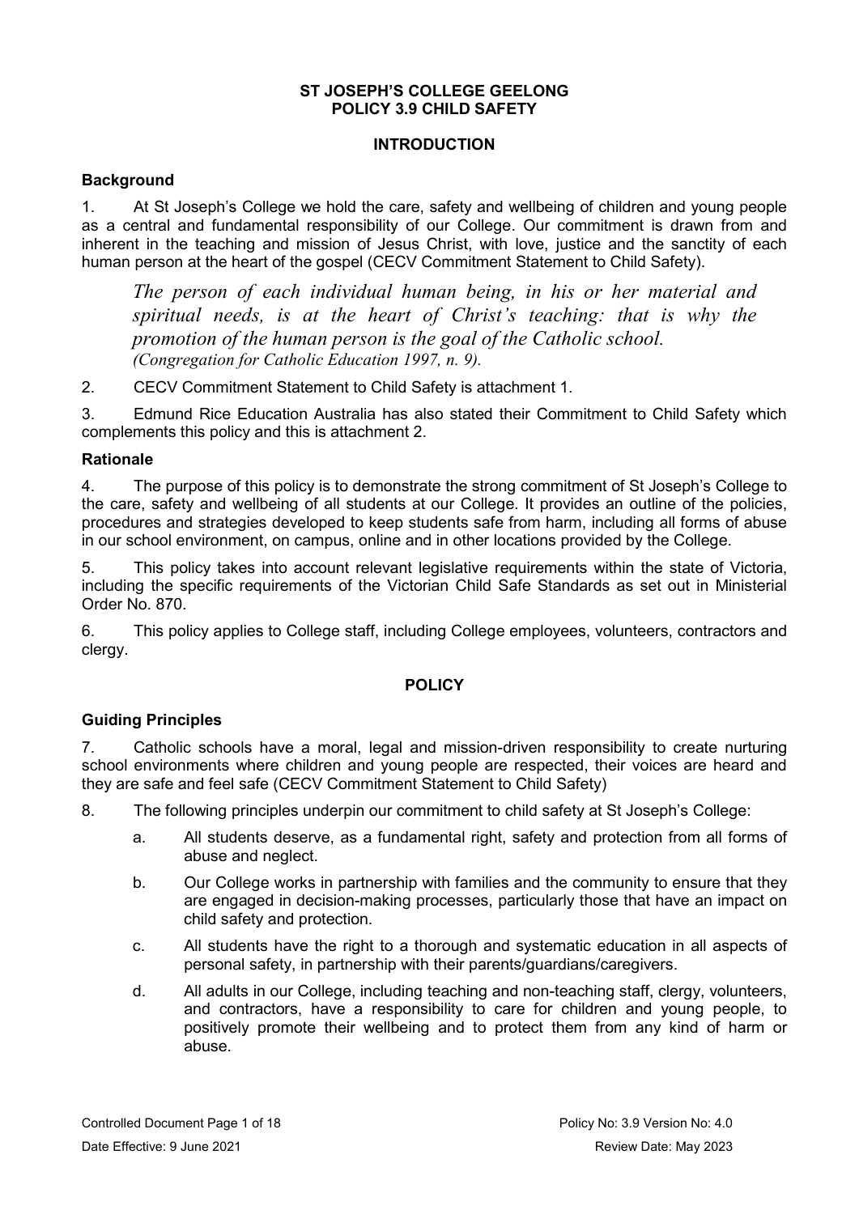**ST JOSEPH'S COLLEGE GEELONG**
**POLICY 3.9 CHILD SAFETY**

## INTRODUCTION

### Background

1. At St Joseph's College we hold the care, safety and wellbeing of children and young people as a central and fundamental responsibility of our College. Our commitment is drawn from and inherent in the teaching and mission of Jesus Christ, with love, justice and the sanctity of each human person at the heart of the gospel (CECV Commitment Statement to Child Safety).

> *The person of each individual human being, in his or her material and spiritual needs, is at the heart of Christ's teaching: that is why the promotion of the human person is the goal of the Catholic school.*
> *(Congregation for Catholic Education 1997, n. 9).*

2. CECV Commitment Statement to Child Safety is attachment 1.

3. Edmund Rice Education Australia has also stated their Commitment to Child Safety which complements this policy and this is attachment 2.

### Rationale

4. The purpose of this policy is to demonstrate the strong commitment of St Joseph's College to the care, safety and wellbeing of all students at our College. It provides an outline of the policies, procedures and strategies developed to keep students safe from harm, including all forms of abuse in our school environment, on campus, online and in other locations provided by the College.

5. This policy takes into account relevant legislative requirements within the state of Victoria, including the specific requirements of the Victorian Child Safe Standards as set out in Ministerial Order No. 870.

6. This policy applies to College staff, including College employees, volunteers, contractors and clergy.

## POLICY

### Guiding Principles

7. Catholic schools have a moral, legal and mission-driven responsibility to create nurturing school environments where children and young people are respected, their voices are heard and they are safe and feel safe (CECV Commitment Statement to Child Safety)

8. The following principles underpin our commitment to child safety at St Joseph's College:

   a. All students deserve, as a fundamental right, safety and protection from all forms of abuse and neglect.

   b. Our College works in partnership with families and the community to ensure that they are engaged in decision-making processes, particularly those that have an impact on child safety and protection.

   c. All students have the right to a thorough and systematic education in all aspects of personal safety, in partnership with their parents/guardians/caregivers.

   d. All adults in our College, including teaching and non-teaching staff, clergy, volunteers, and contractors, have a responsibility to care for children and young people, to positively promote their wellbeing and to protect them from any kind of harm or abuse.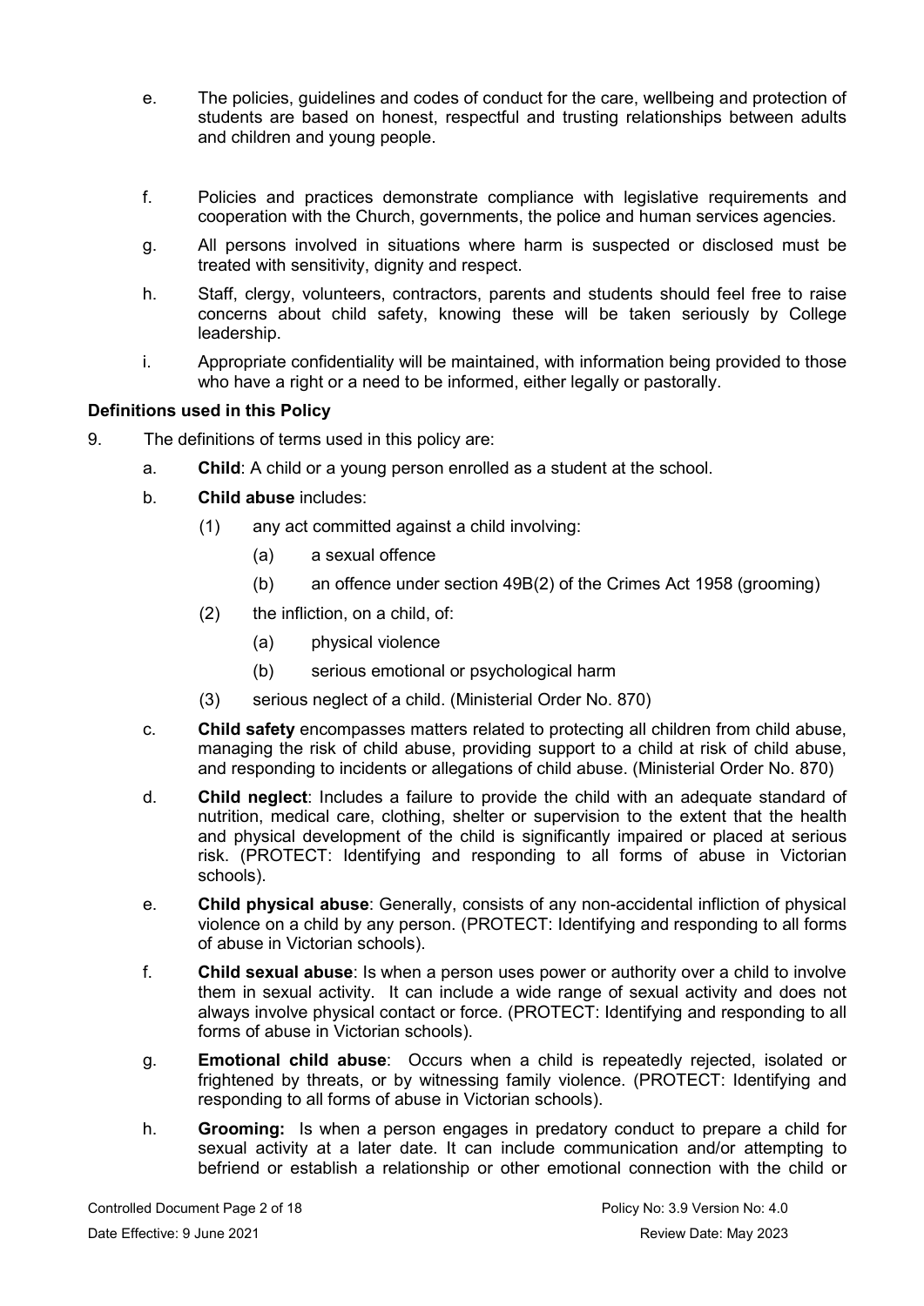e. The policies, guidelines and codes of conduct for the care, wellbeing and protection of students are based on honest, respectful and trusting relationships between adults and children and young people.

f. Policies and practices demonstrate compliance with legislative requirements and cooperation with the Church, governments, the police and human services agencies.

g. All persons involved in situations where harm is suspected or disclosed must be treated with sensitivity, dignity and respect.

h. Staff, clergy, volunteers, contractors, parents and students should feel free to raise concerns about child safety, knowing these will be taken seriously by College leadership.

i. Appropriate confidentiality will be maintained, with information being provided to those who have a right or a need to be informed, either legally or pastorally.

### Definitions used in this Policy

9. The definitions of terms used in this policy are:

   a. **Child**: A child or a young person enrolled as a student at the school.

   b. **Child abuse** includes:

      (1) any act committed against a child involving:

         (a) a sexual offence

         (b) an offence under section 49B(2) of the Crimes Act 1958 (grooming)

      (2) the infliction, on a child, of:

         (a) physical violence

         (b) serious emotional or psychological harm

      (3) serious neglect of a child. (Ministerial Order No. 870)

   c. **Child safety** encompasses matters related to protecting all children from child abuse, managing the risk of child abuse, providing support to a child at risk of child abuse, and responding to incidents or allegations of child abuse. (Ministerial Order No. 870)

   d. **Child neglect**: Includes a failure to provide the child with an adequate standard of nutrition, medical care, clothing, shelter or supervision to the extent that the health and physical development of the child is significantly impaired or placed at serious risk. (PROTECT: Identifying and responding to all forms of abuse in Victorian schools).

   e. **Child physical abuse**: Generally, consists of any non-accidental infliction of physical violence on a child by any person. (PROTECT: Identifying and responding to all forms of abuse in Victorian schools).

   f. **Child sexual abuse**: Is when a person uses power or authority over a child to involve them in sexual activity. It can include a wide range of sexual activity and does not always involve physical contact or force. (PROTECT: Identifying and responding to all forms of abuse in Victorian schools).

   g. **Emotional child abuse**: Occurs when a child is repeatedly rejected, isolated or frightened by threats, or by witnessing family violence. (PROTECT: Identifying and responding to all forms of abuse in Victorian schools).

   h. **Grooming:** Is when a person engages in predatory conduct to prepare a child for sexual activity at a later date. It can include communication and/or attempting to befriend or establish a relationship or other emotional connection with the child or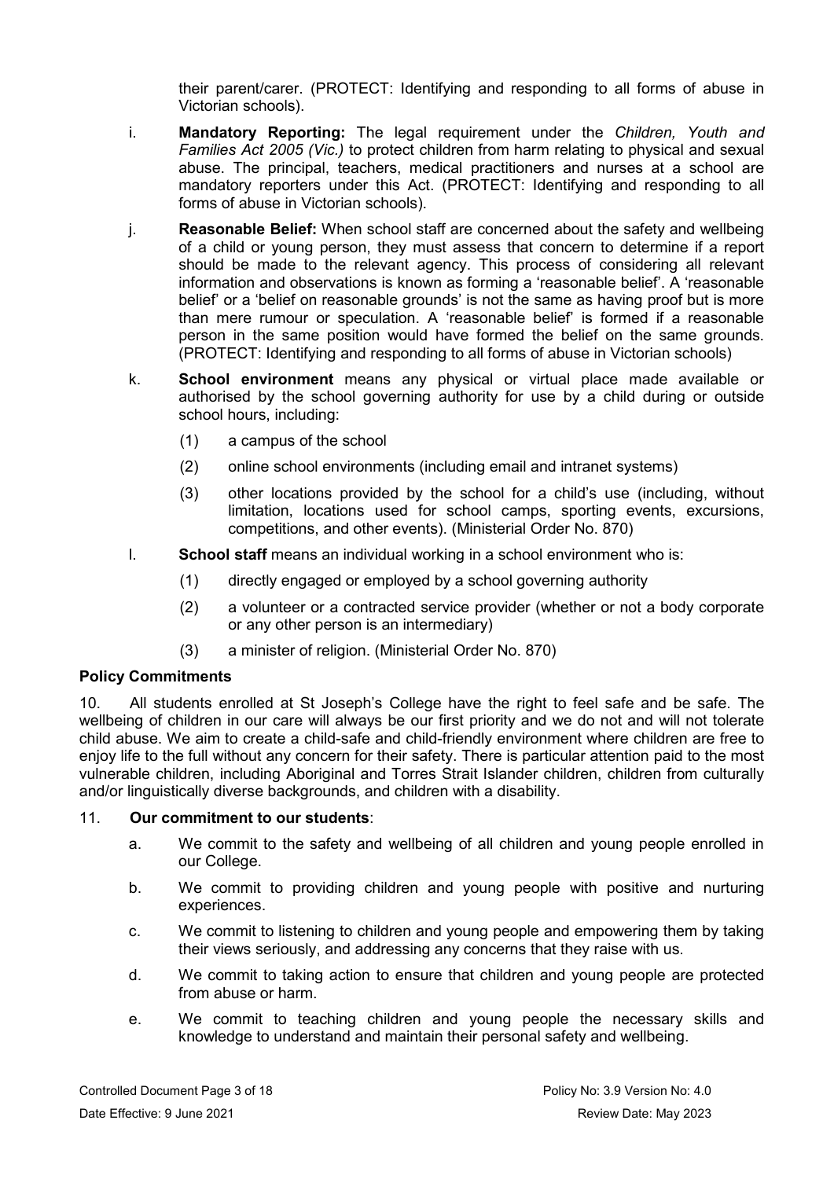their parent/carer. (PROTECT: Identifying and responding to all forms of abuse in Victorian schools).

i. **Mandatory Reporting:** The legal requirement under the *Children, Youth and Families Act 2005 (Vic.)* to protect children from harm relating to physical and sexual abuse. The principal, teachers, medical practitioners and nurses at a school are mandatory reporters under this Act. (PROTECT: Identifying and responding to all forms of abuse in Victorian schools).

j. **Reasonable Belief:** When school staff are concerned about the safety and wellbeing of a child or young person, they must assess that concern to determine if a report should be made to the relevant agency. This process of considering all relevant information and observations is known as forming a 'reasonable belief'. A 'reasonable belief' or a 'belief on reasonable grounds' is not the same as having proof but is more than mere rumour or speculation. A 'reasonable belief' is formed if a reasonable person in the same position would have formed the belief on the same grounds. (PROTECT: Identifying and responding to all forms of abuse in Victorian schools)

k. **School environment** means any physical or virtual place made available or authorised by the school governing authority for use by a child during or outside school hours, including:

(1) a campus of the school

(2) online school environments (including email and intranet systems)

(3) other locations provided by the school for a child's use (including, without limitation, locations used for school camps, sporting events, excursions, competitions, and other events). (Ministerial Order No. 870)

l. **School staff** means an individual working in a school environment who is:

(1) directly engaged or employed by a school governing authority

(2) a volunteer or a contracted service provider (whether or not a body corporate or any other person is an intermediary)

(3) a minister of religion. (Ministerial Order No. 870)

**Policy Commitments**

10. All students enrolled at St Joseph's College have the right to feel safe and be safe. The wellbeing of children in our care will always be our first priority and we do not and will not tolerate child abuse. We aim to create a child-safe and child-friendly environment where children are free to enjoy life to the full without any concern for their safety. There is particular attention paid to the most vulnerable children, including Aboriginal and Torres Strait Islander children, children from culturally and/or linguistically diverse backgrounds, and children with a disability.

11. **Our commitment to our students**:

a. We commit to the safety and wellbeing of all children and young people enrolled in our College.

b. We commit to providing children and young people with positive and nurturing experiences.

c. We commit to listening to children and young people and empowering them by taking their views seriously, and addressing any concerns that they raise with us.

d. We commit to taking action to ensure that children and young people are protected from abuse or harm.

e. We commit to teaching children and young people the necessary skills and knowledge to understand and maintain their personal safety and wellbeing.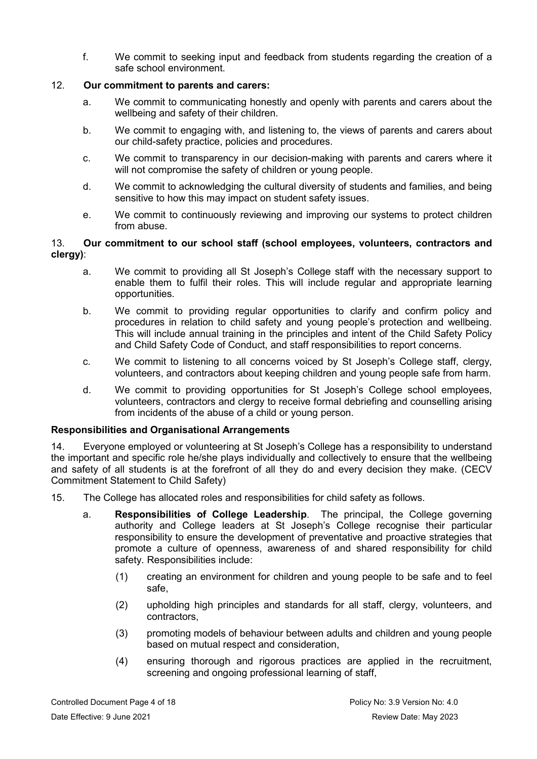f. We commit to seeking input and feedback from students regarding the creation of a safe school environment.

12. **Our commitment to parents and carers:**

 a. We commit to communicating honestly and openly with parents and carers about the wellbeing and safety of their children.

 b. We commit to engaging with, and listening to, the views of parents and carers about our child-safety practice, policies and procedures.

 c. We commit to transparency in our decision-making with parents and carers where it will not compromise the safety of children or young people.

 d. We commit to acknowledging the cultural diversity of students and families, and being sensitive to how this may impact on student safety issues.

 e. We commit to continuously reviewing and improving our systems to protect children from abuse.

13. **Our commitment to our school staff (school employees, volunteers, contractors and clergy)**:

 a. We commit to providing all St Joseph's College staff with the necessary support to enable them to fulfil their roles. This will include regular and appropriate learning opportunities.

 b. We commit to providing regular opportunities to clarify and confirm policy and procedures in relation to child safety and young people's protection and wellbeing. This will include annual training in the principles and intent of the Child Safety Policy and Child Safety Code of Conduct, and staff responsibilities to report concerns.

 c. We commit to listening to all concerns voiced by St Joseph's College staff, clergy, volunteers, and contractors about keeping children and young people safe from harm.

 d. We commit to providing opportunities for St Joseph's College school employees, volunteers, contractors and clergy to receive formal debriefing and counselling arising from incidents of the abuse of a child or young person.

**Responsibilities and Organisational Arrangements**

14. Everyone employed or volunteering at St Joseph's College has a responsibility to understand the important and specific role he/she plays individually and collectively to ensure that the wellbeing and safety of all students is at the forefront of all they do and every decision they make. (CECV Commitment Statement to Child Safety)

15. The College has allocated roles and responsibilities for child safety as follows.

 a. **Responsibilities of College Leadership**. The principal, the College governing authority and College leaders at St Joseph's College recognise their particular responsibility to ensure the development of preventative and proactive strategies that promote a culture of openness, awareness of and shared responsibility for child safety. Responsibilities include:

  (1) creating an environment for children and young people to be safe and to feel safe,

  (2) upholding high principles and standards for all staff, clergy, volunteers, and contractors,

  (3) promoting models of behaviour between adults and children and young people based on mutual respect and consideration,

  (4) ensuring thorough and rigorous practices are applied in the recruitment, screening and ongoing professional learning of staff,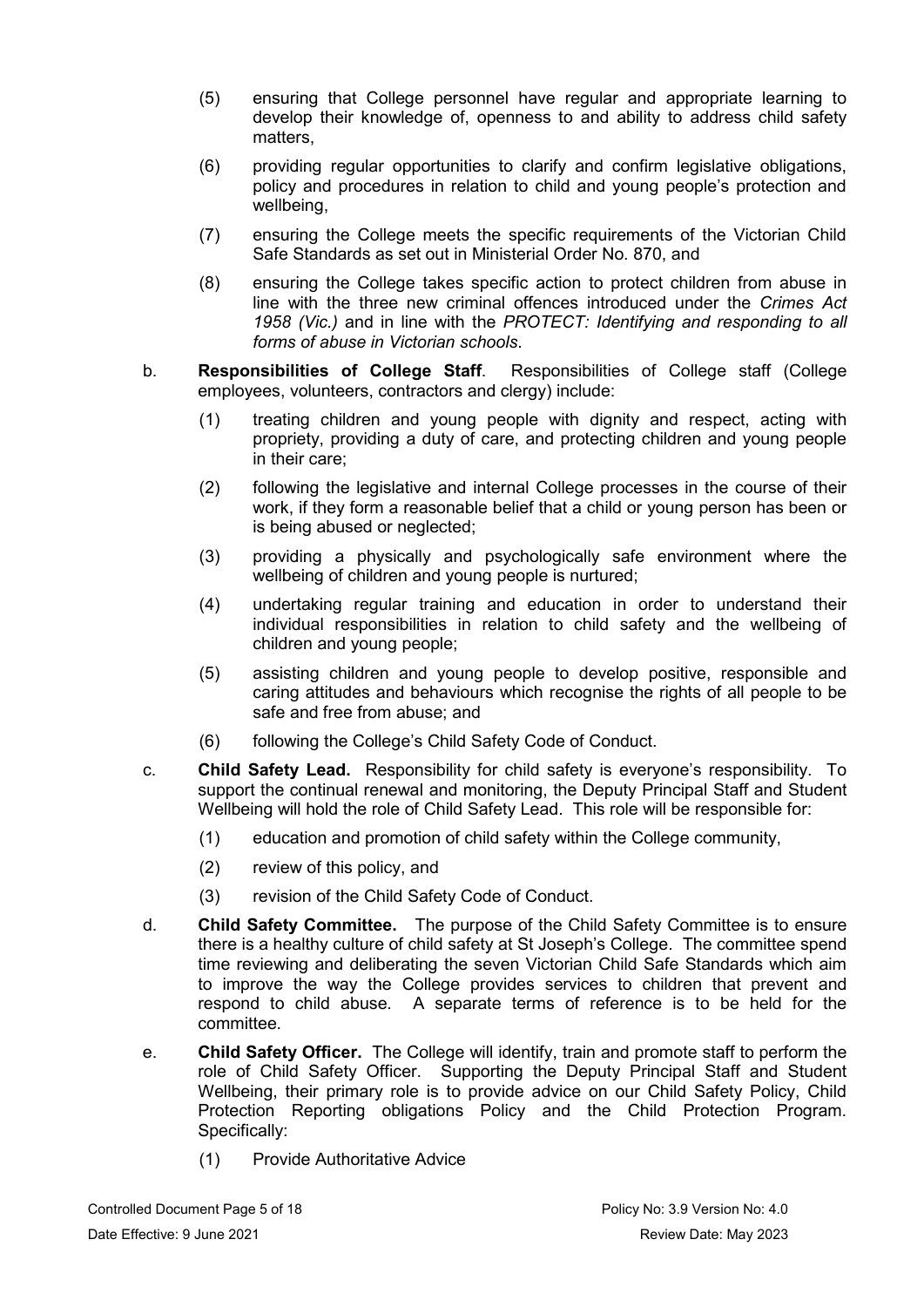(5) ensuring that College personnel have regular and appropriate learning to develop their knowledge of, openness to and ability to address child safety matters,

(6) providing regular opportunities to clarify and confirm legislative obligations, policy and procedures in relation to child and young people's protection and wellbeing,

(7) ensuring the College meets the specific requirements of the Victorian Child Safe Standards as set out in Ministerial Order No. 870, and

(8) ensuring the College takes specific action to protect children from abuse in line with the three new criminal offences introduced under the *Crimes Act 1958 (Vic.)* and in line with the *PROTECT: Identifying and responding to all forms of abuse in Victorian schools*.

b. **Responsibilities of College Staff**. Responsibilities of College staff (College employees, volunteers, contractors and clergy) include:

(1) treating children and young people with dignity and respect, acting with propriety, providing a duty of care, and protecting children and young people in their care;

(2) following the legislative and internal College processes in the course of their work, if they form a reasonable belief that a child or young person has been or is being abused or neglected;

(3) providing a physically and psychologically safe environment where the wellbeing of children and young people is nurtured;

(4) undertaking regular training and education in order to understand their individual responsibilities in relation to child safety and the wellbeing of children and young people;

(5) assisting children and young people to develop positive, responsible and caring attitudes and behaviours which recognise the rights of all people to be safe and free from abuse; and

(6) following the College's Child Safety Code of Conduct.

c. **Child Safety Lead.** Responsibility for child safety is everyone's responsibility. To support the continual renewal and monitoring, the Deputy Principal Staff and Student Wellbeing will hold the role of Child Safety Lead. This role will be responsible for:

(1) education and promotion of child safety within the College community,

(2) review of this policy, and

(3) revision of the Child Safety Code of Conduct.

d. **Child Safety Committee.** The purpose of the Child Safety Committee is to ensure there is a healthy culture of child safety at St Joseph's College. The committee spend time reviewing and deliberating the seven Victorian Child Safe Standards which aim to improve the way the College provides services to children that prevent and respond to child abuse. A separate terms of reference is to be held for the committee.

e. **Child Safety Officer.** The College will identify, train and promote staff to perform the role of Child Safety Officer. Supporting the Deputy Principal Staff and Student Wellbeing, their primary role is to provide advice on our Child Safety Policy, Child Protection Reporting obligations Policy and the Child Protection Program. Specifically:

(1) Provide Authoritative Advice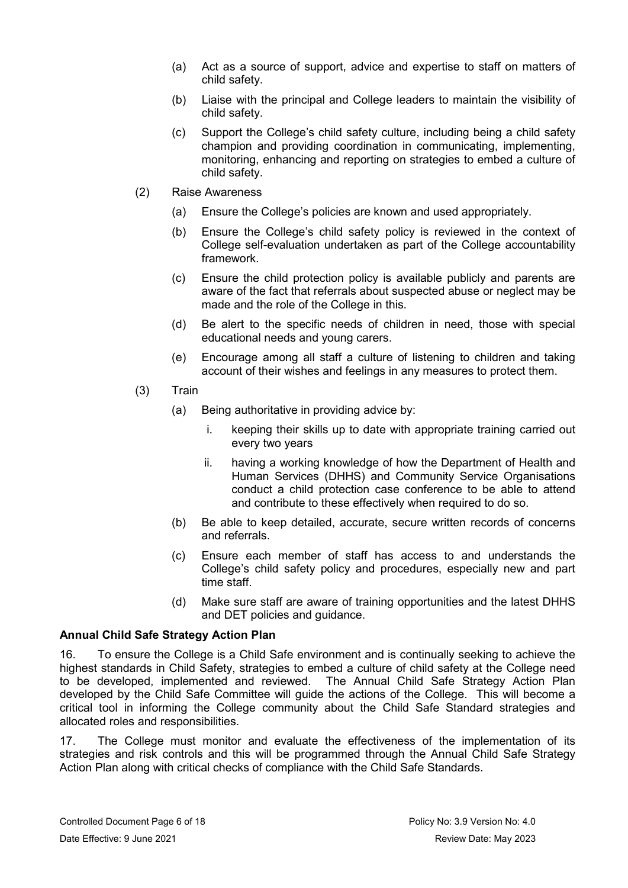(a) Act as a source of support, advice and expertise to staff on matters of child safety.

(b) Liaise with the principal and College leaders to maintain the visibility of child safety.

(c) Support the College's child safety culture, including being a child safety champion and providing coordination in communicating, implementing, monitoring, enhancing and reporting on strategies to embed a culture of child safety.

(2) Raise Awareness

(a) Ensure the College's policies are known and used appropriately.

(b) Ensure the College's child safety policy is reviewed in the context of College self-evaluation undertaken as part of the College accountability framework.

(c) Ensure the child protection policy is available publicly and parents are aware of the fact that referrals about suspected abuse or neglect may be made and the role of the College in this.

(d) Be alert to the specific needs of children in need, those with special educational needs and young carers.

(e) Encourage among all staff a culture of listening to children and taking account of their wishes and feelings in any measures to protect them.

(3) Train

(a) Being authoritative in providing advice by:

i. keeping their skills up to date with appropriate training carried out every two years

ii. having a working knowledge of how the Department of Health and Human Services (DHHS) and Community Service Organisations conduct a child protection case conference to be able to attend and contribute to these effectively when required to do so.

(b) Be able to keep detailed, accurate, secure written records of concerns and referrals.

(c) Ensure each member of staff has access to and understands the College's child safety policy and procedures, especially new and part time staff.

(d) Make sure staff are aware of training opportunities and the latest DHHS and DET policies and guidance.

**Annual Child Safe Strategy Action Plan**

16. To ensure the College is a Child Safe environment and is continually seeking to achieve the highest standards in Child Safety, strategies to embed a culture of child safety at the College need to be developed, implemented and reviewed. The Annual Child Safe Strategy Action Plan developed by the Child Safe Committee will guide the actions of the College. This will become a critical tool in informing the College community about the Child Safe Standard strategies and allocated roles and responsibilities.

17. The College must monitor and evaluate the effectiveness of the implementation of its strategies and risk controls and this will be programmed through the Annual Child Safe Strategy Action Plan along with critical checks of compliance with the Child Safe Standards.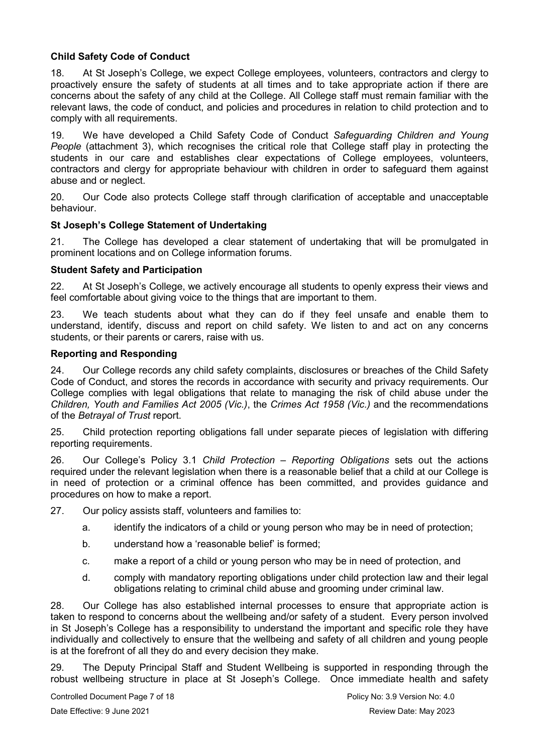### Child Safety Code of Conduct

18. At St Joseph's College, we expect College employees, volunteers, contractors and clergy to proactively ensure the safety of students at all times and to take appropriate action if there are concerns about the safety of any child at the College. All College staff must remain familiar with the relevant laws, the code of conduct, and policies and procedures in relation to child protection and to comply with all requirements.

19. We have developed a Child Safety Code of Conduct *Safeguarding Children and Young People* (attachment 3), which recognises the critical role that College staff play in protecting the students in our care and establishes clear expectations of College employees, volunteers, contractors and clergy for appropriate behaviour with children in order to safeguard them against abuse and or neglect.

20. Our Code also protects College staff through clarification of acceptable and unacceptable behaviour.

### St Joseph's College Statement of Undertaking

21. The College has developed a clear statement of undertaking that will be promulgated in prominent locations and on College information forums.

### Student Safety and Participation

22. At St Joseph's College, we actively encourage all students to openly express their views and feel comfortable about giving voice to the things that are important to them.

23. We teach students about what they can do if they feel unsafe and enable them to understand, identify, discuss and report on child safety. We listen to and act on any concerns students, or their parents or carers, raise with us.

### Reporting and Responding

24. Our College records any child safety complaints, disclosures or breaches of the Child Safety Code of Conduct, and stores the records in accordance with security and privacy requirements. Our College complies with legal obligations that relate to managing the risk of child abuse under the *Children, Youth and Families Act 2005 (Vic.)*, the *Crimes Act 1958 (Vic.)* and the recommendations of the *Betrayal of Trust* report.

25. Child protection reporting obligations fall under separate pieces of legislation with differing reporting requirements.

26. Our College's Policy 3.1 *Child Protection – Reporting Obligations* sets out the actions required under the relevant legislation when there is a reasonable belief that a child at our College is in need of protection or a criminal offence has been committed, and provides guidance and procedures on how to make a report.

27. Our policy assists staff, volunteers and families to:

a. identify the indicators of a child or young person who may be in need of protection;

b. understand how a 'reasonable belief' is formed;

c. make a report of a child or young person who may be in need of protection, and

d. comply with mandatory reporting obligations under child protection law and their legal obligations relating to criminal child abuse and grooming under criminal law.

28. Our College has also established internal processes to ensure that appropriate action is taken to respond to concerns about the wellbeing and/or safety of a student. Every person involved in St Joseph's College has a responsibility to understand the important and specific role they have individually and collectively to ensure that the wellbeing and safety of all children and young people is at the forefront of all they do and every decision they make.

29. The Deputy Principal Staff and Student Wellbeing is supported in responding through the robust wellbeing structure in place at St Joseph's College. Once immediate health and safety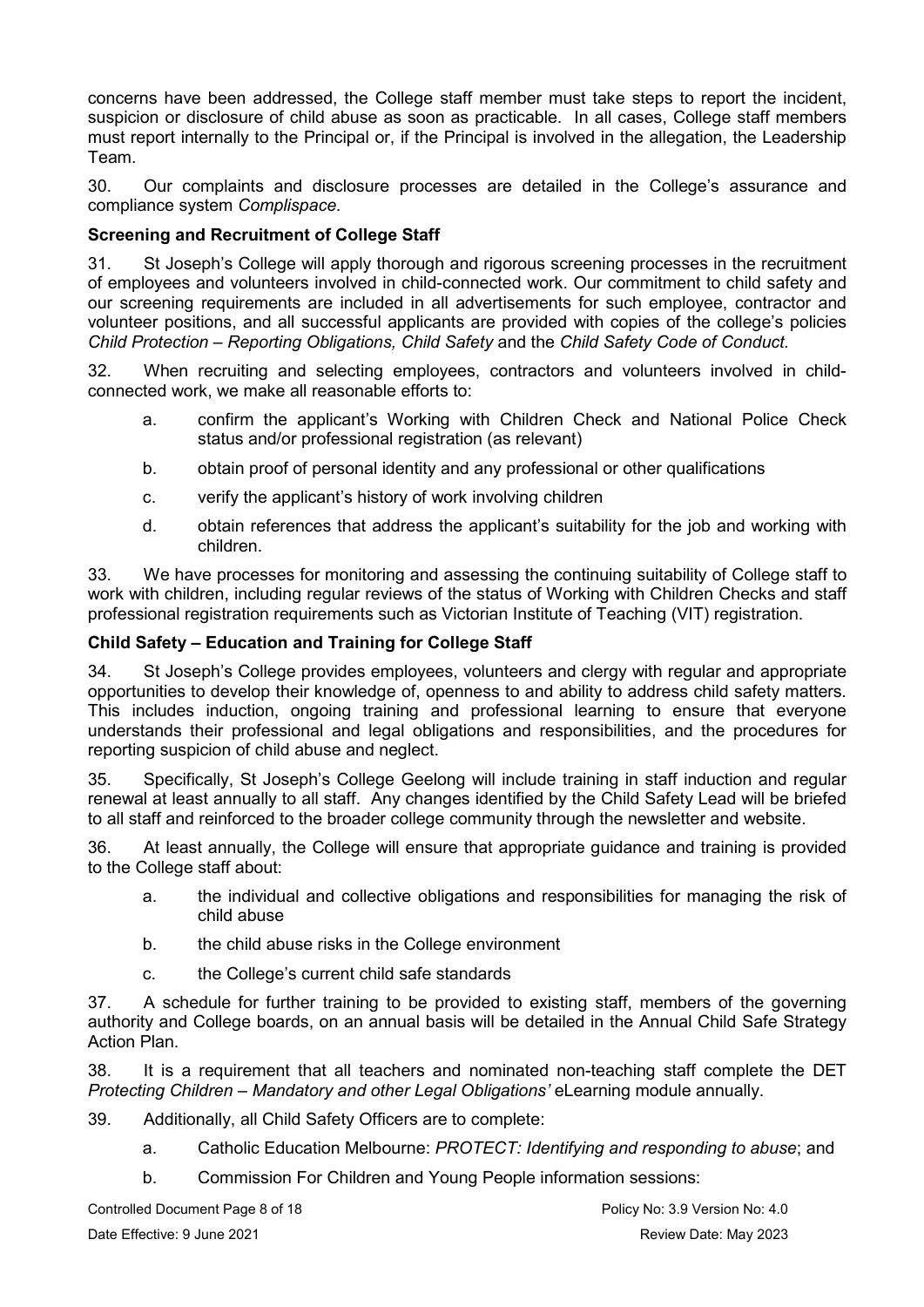concerns have been addressed, the College staff member must take steps to report the incident, suspicion or disclosure of child abuse as soon as practicable. In all cases, College staff members must report internally to the Principal or, if the Principal is involved in the allegation, the Leadership Team.

30. Our complaints and disclosure processes are detailed in the College's assurance and compliance system *Complispace.*

**Screening and Recruitment of College Staff**

31. St Joseph's College will apply thorough and rigorous screening processes in the recruitment of employees and volunteers involved in child-connected work. Our commitment to child safety and our screening requirements are included in all advertisements for such employee, contractor and volunteer positions, and all successful applicants are provided with copies of the college's policies *Child Protection – Reporting Obligations, Child Safety* and the *Child Safety Code of Conduct.*

32. When recruiting and selecting employees, contractors and volunteers involved in child-connected work, we make all reasonable efforts to:

a. confirm the applicant's Working with Children Check and National Police Check status and/or professional registration (as relevant)

b. obtain proof of personal identity and any professional or other qualifications

c. verify the applicant's history of work involving children

d. obtain references that address the applicant's suitability for the job and working with children.

33. We have processes for monitoring and assessing the continuing suitability of College staff to work with children, including regular reviews of the status of Working with Children Checks and staff professional registration requirements such as Victorian Institute of Teaching (VIT) registration.

**Child Safety – Education and Training for College Staff**

34. St Joseph's College provides employees, volunteers and clergy with regular and appropriate opportunities to develop their knowledge of, openness to and ability to address child safety matters. This includes induction, ongoing training and professional learning to ensure that everyone understands their professional and legal obligations and responsibilities, and the procedures for reporting suspicion of child abuse and neglect.

35. Specifically, St Joseph's College Geelong will include training in staff induction and regular renewal at least annually to all staff. Any changes identified by the Child Safety Lead will be briefed to all staff and reinforced to the broader college community through the newsletter and website.

36. At least annually, the College will ensure that appropriate guidance and training is provided to the College staff about:

a. the individual and collective obligations and responsibilities for managing the risk of child abuse

b. the child abuse risks in the College environment

c. the College's current child safe standards

37. A schedule for further training to be provided to existing staff, members of the governing authority and College boards, on an annual basis will be detailed in the Annual Child Safe Strategy Action Plan.

38. It is a requirement that all teachers and nominated non-teaching staff complete the DET *Protecting Children – Mandatory and other Legal Obligations'* eLearning module annually.

39. Additionally, all Child Safety Officers are to complete:

a. Catholic Education Melbourne: *PROTECT: Identifying and responding to abuse*; and

b. Commission For Children and Young People information sessions: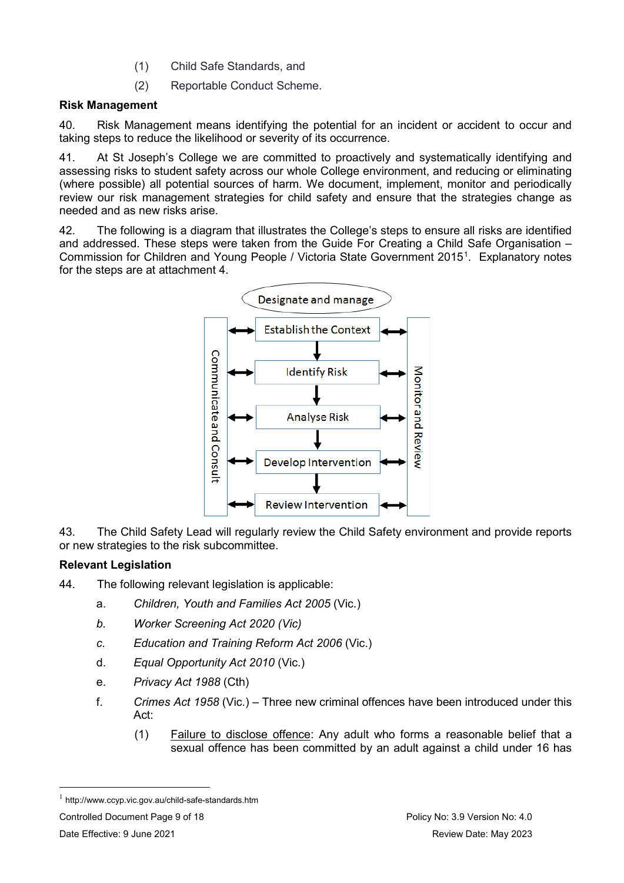(1) Child Safe Standards, and

(2) Reportable Conduct Scheme.

**Risk Management**

40. Risk Management means identifying the potential for an incident or accident to occur and taking steps to reduce the likelihood or severity of its occurrence.

41. At St Joseph's College we are committed to proactively and systematically identifying and assessing risks to student safety across our whole College environment, and reducing or eliminating (where possible) all potential sources of harm. We document, implement, monitor and periodically review our risk management strategies for child safety and ensure that the strategies change as needed and as new risks arise.

42. The following is a diagram that illustrates the College's steps to ensure all risks are identified and addressed. These steps were taken from the Guide For Creating a Child Safe Organisation – Commission for Children and Young People / Victoria State Government 2015[1]. Explanatory notes for the steps are at attachment 4.

Designate and manage

Communicate and Consult ↔ Establish the Context → Identify Risk → Analyse Risk → Develop Intervention → Review Intervention ↔ Monitor and Review

43. The Child Safety Lead will regularly review the Child Safety environment and provide reports or new strategies to the risk subcommittee.

**Relevant Legislation**

44. The following relevant legislation is applicable:

a. *Children, Youth and Families Act 2005* (Vic.)

b. *Worker Screening Act 2020 (Vic)*

c. *Education and Training Reform Act 2006* (Vic.)

d. *Equal Opportunity Act 2010* (Vic.)

e. *Privacy Act 1988* (Cth)

f. *Crimes Act 1958* (Vic.) – Three new criminal offences have been introduced under this Act:

(1) Failure to disclose offence: Any adult who forms a reasonable belief that a sexual offence has been committed by an adult against a child under 16 has

---

[1] http://www.ccyp.vic.gov.au/child-safe-standards.htm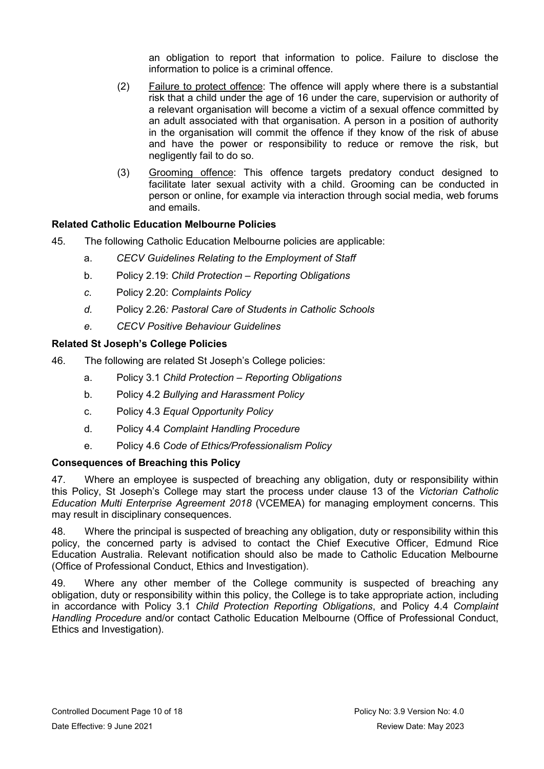an obligation to report that information to police. Failure to disclose the information to police is a criminal offence.

(2) Failure to protect offence: The offence will apply where there is a substantial risk that a child under the age of 16 under the care, supervision or authority of a relevant organisation will become a victim of a sexual offence committed by an adult associated with that organisation. A person in a position of authority in the organisation will commit the offence if they know of the risk of abuse and have the power or responsibility to reduce or remove the risk, but negligently fail to do so.

(3) Grooming offence: This offence targets predatory conduct designed to facilitate later sexual activity with a child. Grooming can be conducted in person or online, for example via interaction through social media, web forums and emails.

**Related Catholic Education Melbourne Policies**

45. The following Catholic Education Melbourne policies are applicable:

a. *CECV Guidelines Relating to the Employment of Staff*

b. Policy 2.19: *Child Protection – Reporting Obligations*

*c.* Policy 2.20: *Complaints Policy*

*d.* Policy 2.26*: Pastoral Care of Students in Catholic Schools*

*e. CECV Positive Behaviour Guidelines*

**Related St Joseph's College Policies**

46. The following are related St Joseph's College policies:

a. Policy 3.1 *Child Protection – Reporting Obligations*

b. Policy 4.2 *Bullying and Harassment Policy*

c. Policy 4.3 *Equal Opportunity Policy*

d. Policy 4.4 *Complaint Handling Procedure*

e. Policy 4.6 *Code of Ethics/Professionalism Policy*

**Consequences of Breaching this Policy**

47. Where an employee is suspected of breaching any obligation, duty or responsibility within this Policy, St Joseph's College may start the process under clause 13 of the *Victorian Catholic Education Multi Enterprise Agreement 2018* (VCEMEA) for managing employment concerns. This may result in disciplinary consequences.

48. Where the principal is suspected of breaching any obligation, duty or responsibility within this policy, the concerned party is advised to contact the Chief Executive Officer, Edmund Rice Education Australia. Relevant notification should also be made to Catholic Education Melbourne (Office of Professional Conduct, Ethics and Investigation).

49. Where any other member of the College community is suspected of breaching any obligation, duty or responsibility within this policy, the College is to take appropriate action, including in accordance with Policy 3.1 *Child Protection Reporting Obligations*, and Policy 4.4 *Complaint Handling Procedure* and/or contact Catholic Education Melbourne (Office of Professional Conduct, Ethics and Investigation).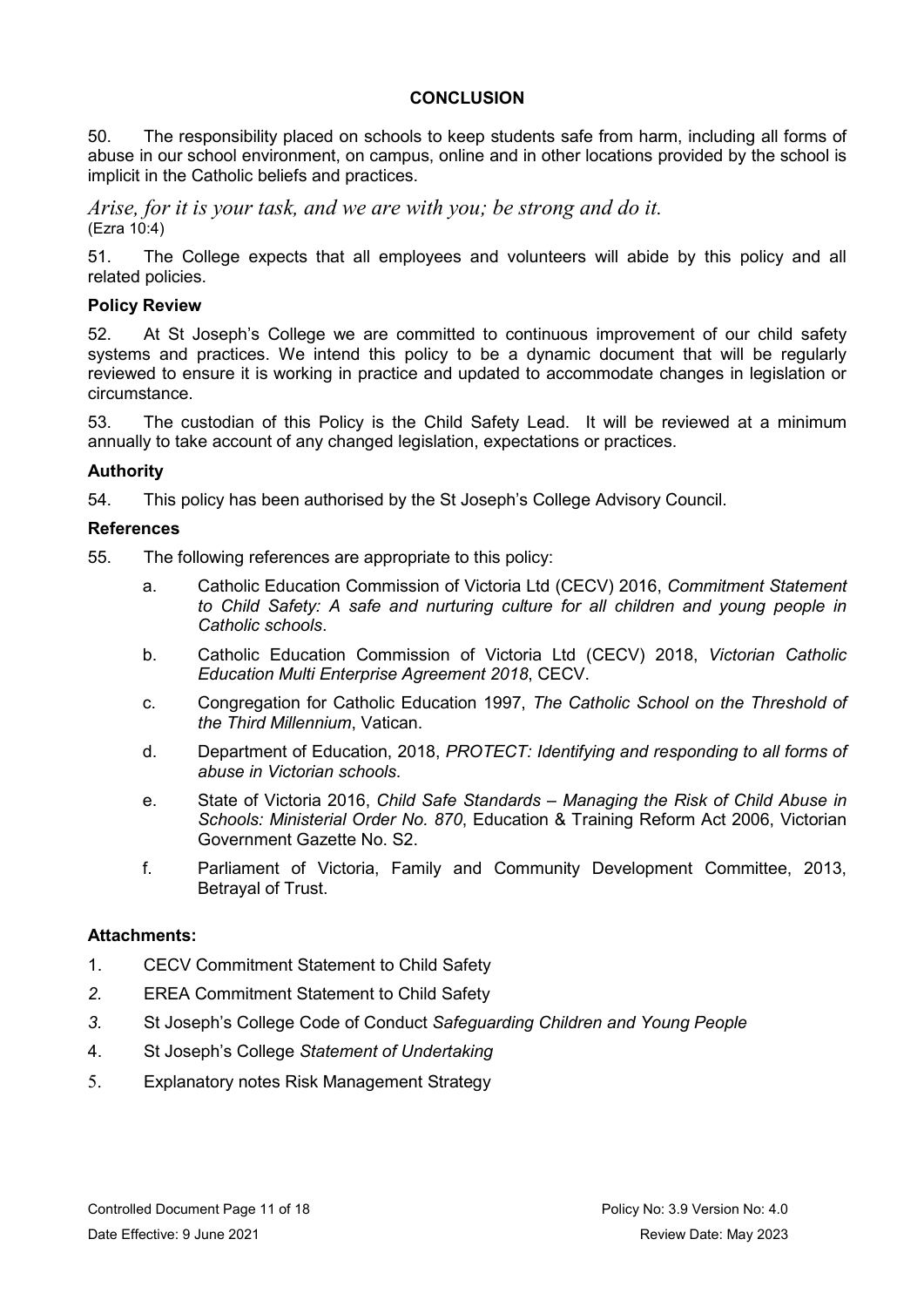## CONCLUSION

50. The responsibility placed on schools to keep students safe from harm, including all forms of abuse in our school environment, on campus, online and in other locations provided by the school is implicit in the Catholic beliefs and practices.

*Arise, for it is your task, and we are with you; be strong and do it.*
(Ezra 10:4)

51. The College expects that all employees and volunteers will abide by this policy and all related policies.

### Policy Review

52. At St Joseph's College we are committed to continuous improvement of our child safety systems and practices. We intend this policy to be a dynamic document that will be regularly reviewed to ensure it is working in practice and updated to accommodate changes in legislation or circumstance.

53. The custodian of this Policy is the Child Safety Lead. It will be reviewed at a minimum annually to take account of any changed legislation, expectations or practices.

### Authority

54. This policy has been authorised by the St Joseph's College Advisory Council.

### References

55. The following references are appropriate to this policy:

a. Catholic Education Commission of Victoria Ltd (CECV) 2016, *Commitment Statement to Child Safety: A safe and nurturing culture for all children and young people in Catholic schools*.

b. Catholic Education Commission of Victoria Ltd (CECV) 2018, *Victorian Catholic Education Multi Enterprise Agreement 2018*, CECV.

c. Congregation for Catholic Education 1997, *The Catholic School on the Threshold of the Third Millennium*, Vatican.

d. Department of Education, 2018, *PROTECT: Identifying and responding to all forms of abuse in Victorian schools*.

e. State of Victoria 2016, *Child Safe Standards – Managing the Risk of Child Abuse in Schools: Ministerial Order No. 870*, Education & Training Reform Act 2006, Victorian Government Gazette No. S2.

f. Parliament of Victoria, Family and Community Development Committee, 2013, Betrayal of Trust.

### Attachments:

1. CECV Commitment Statement to Child Safety
2. EREA Commitment Statement to Child Safety
3. St Joseph's College Code of Conduct *Safeguarding Children and Young People*
4. St Joseph's College *Statement of Undertaking*
5. Explanatory notes Risk Management Strategy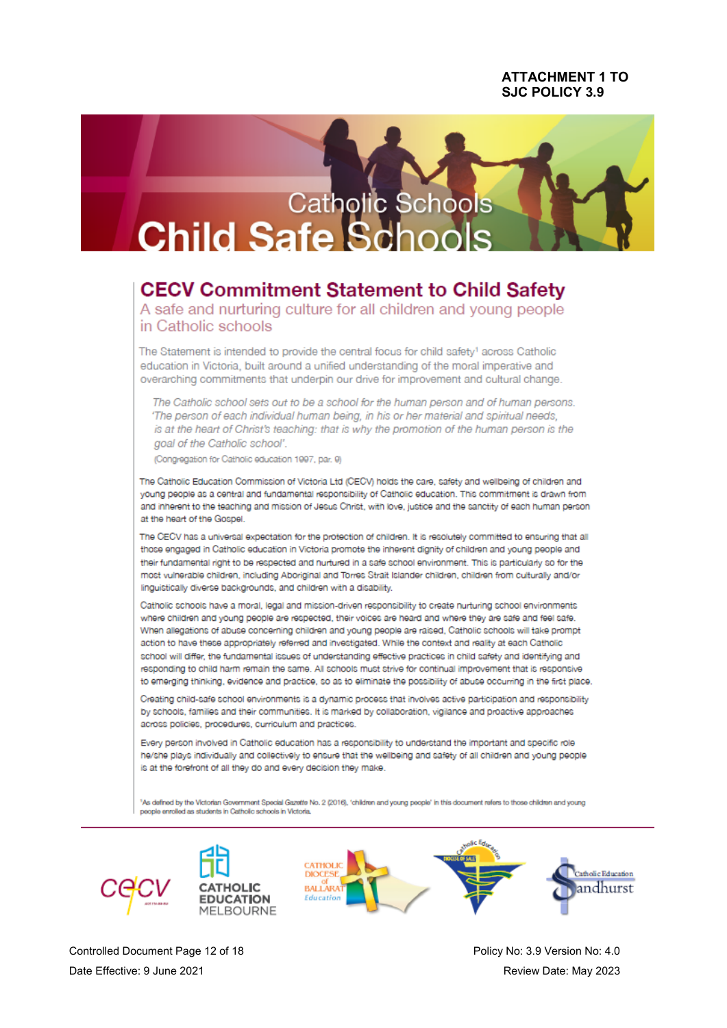**ATTACHMENT 1 TO SJC POLICY 3.9**

Catholic Schools

Child Safe Schools

# CECV Commitment Statement to Child Safety

## A safe and nurturing culture for all children and young people in Catholic schools

The Statement is intended to provide the central focus for child safety[1] across Catholic education in Victoria, built around a unified understanding of the moral imperative and overarching commitments that underpin our drive for improvement and cultural change.

> *The Catholic school sets out to be a school for the human person and of human persons. 'The person of each individual human being, in his or her material and spiritual needs, is at the heart of Christ's teaching: that is why the promotion of the human person is the goal of the Catholic school'.*
>
> (Congregation for Catholic education 1997, par. 9)

The Catholic Education Commission of Victoria Ltd (CECV) holds the care, safety and wellbeing of children and young people as a central and fundamental responsibility of Catholic education. This commitment is drawn from and inherent to the teaching and mission of Jesus Christ, with love, justice and the sanctity of each human person at the heart of the Gospel.

The CECV has a universal expectation for the protection of children. It is resolutely committed to ensuring that all those engaged in Catholic education in Victoria promote the inherent dignity of children and young people and their fundamental right to be respected and nurtured in a safe school environment. This is particularly so for the most vulnerable children, including Aboriginal and Torres Strait Islander children, children from culturally and/or linguistically diverse backgrounds, and children with a disability.

Catholic schools have a moral, legal and mission-driven responsibility to create nurturing school environments where children and young people are respected, their voices are heard and where they are safe and feel safe. When allegations of abuse concerning children and young people are raised, Catholic schools will take prompt action to have these appropriately referred and investigated. While the context and reality at each Catholic school will differ, the fundamental issues of understanding effective practices in child safety and identifying and responding to child harm remain the same. All schools must strive for continual improvement that is responsive to emerging thinking, evidence and practice, so as to eliminate the possibility of abuse occurring in the first place.

Creating child-safe school environments is a dynamic process that involves active participation and responsibility by schools, families and their communities. It is marked by collaboration, vigilance and proactive approaches across policies, procedures, curriculum and practices.

Every person involved in Catholic education has a responsibility to understand the important and specific role he/she plays individually and collectively to ensure that the wellbeing and safety of all children and young people is at the forefront of all they do and every decision they make.

[1] As defined by the Victorian Government Special Gazette No. 2 (2016), 'children and young people' in this document refers to those children and young people enrolled as students in Catholic schools in Victoria.

CECV | CATHOLIC EDUCATION MELBOURNE | CATHOLIC DIOCESE of BALLARAT Education | Catholic Education DIOCESE OF SALE | Catholic Education Sandhurst

Controlled Document Page 12 of 18 | Policy No: 3.9 Version No: 4.0
Date Effective: 9 June 2021 | Review Date: May 2023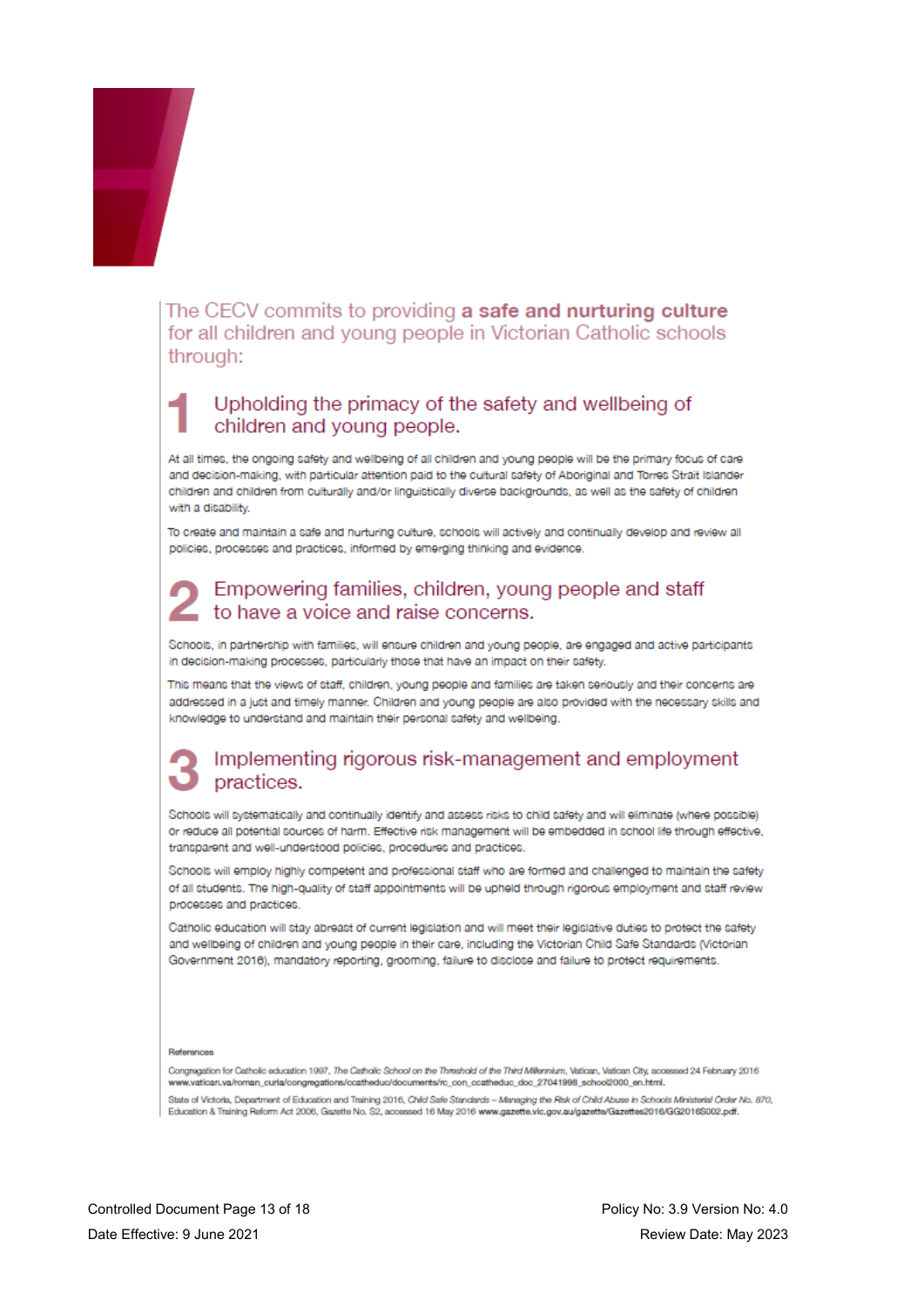The CECV commits to providing **a safe and nurturing culture** for all children and young people in Victorian Catholic schools through:

## 1 Upholding the primacy of the safety and wellbeing of children and young people.

At all times, the ongoing safety and wellbeing of all children and young people will be the primary focus of care and decision-making, with particular attention paid to the cultural safety of Aboriginal and Torres Strait Islander children and children from culturally and/or linguistically diverse backgrounds, as well as the safety of children with a disability.

To create and maintain a safe and nurturing culture, schools will actively and continually develop and review all policies, processes and practices, informed by emerging thinking and evidence.

## 2 Empowering families, children, young people and staff to have a voice and raise concerns.

Schools, in partnership with families, will ensure children and young people, are engaged and active participants in decision-making processes, particularly those that have an impact on their safety.

This means that the views of staff, children, young people and families are taken seriously and their concerns are addressed in a just and timely manner. Children and young people are also provided with the necessary skills and knowledge to understand and maintain their personal safety and wellbeing.

## 3 Implementing rigorous risk-management and employment practices.

Schools will systematically and continually identify and assess risks to child safety and will eliminate (where possible) or reduce all potential sources of harm. Effective risk management will be embedded in school life through effective, transparent and well-understood policies, procedures and practices.

Schools will employ highly competent and professional staff who are formed and challenged to maintain the safety of all students. The high-quality of staff appointments will be upheld through rigorous employment and staff review processes and practices.

Catholic education will stay abreast of current legislation and will meet their legislative duties to protect the safety and wellbeing of children and young people in their care, including the Victorian Child Safe Standards (Victorian Government 2016), mandatory reporting, grooming, failure to disclose and failure to protect requirements.

**References**

Congregation for Catholic education 1997, *The Catholic School on the Threshold of the Third Millennium*, Vatican, Vatican City, accessed 24 February 2016 **www.vatican.va/roman_curia/congregations/ccatheduc/documents/rc_con_ccatheduc_doc_27041998_school2000_en.html.**

State of Victoria, Department of Education and Training 2016, *Child Safe Standards – Managing the Risk of Child Abuse in Schools Ministerial Order No. 870*, Education & Training Reform Act 2006, Gazette No. S2, accessed 16 May 2016 **www.gazette.vic.gov.au/gazette/Gazettes2016/GG2016S002.pdf.**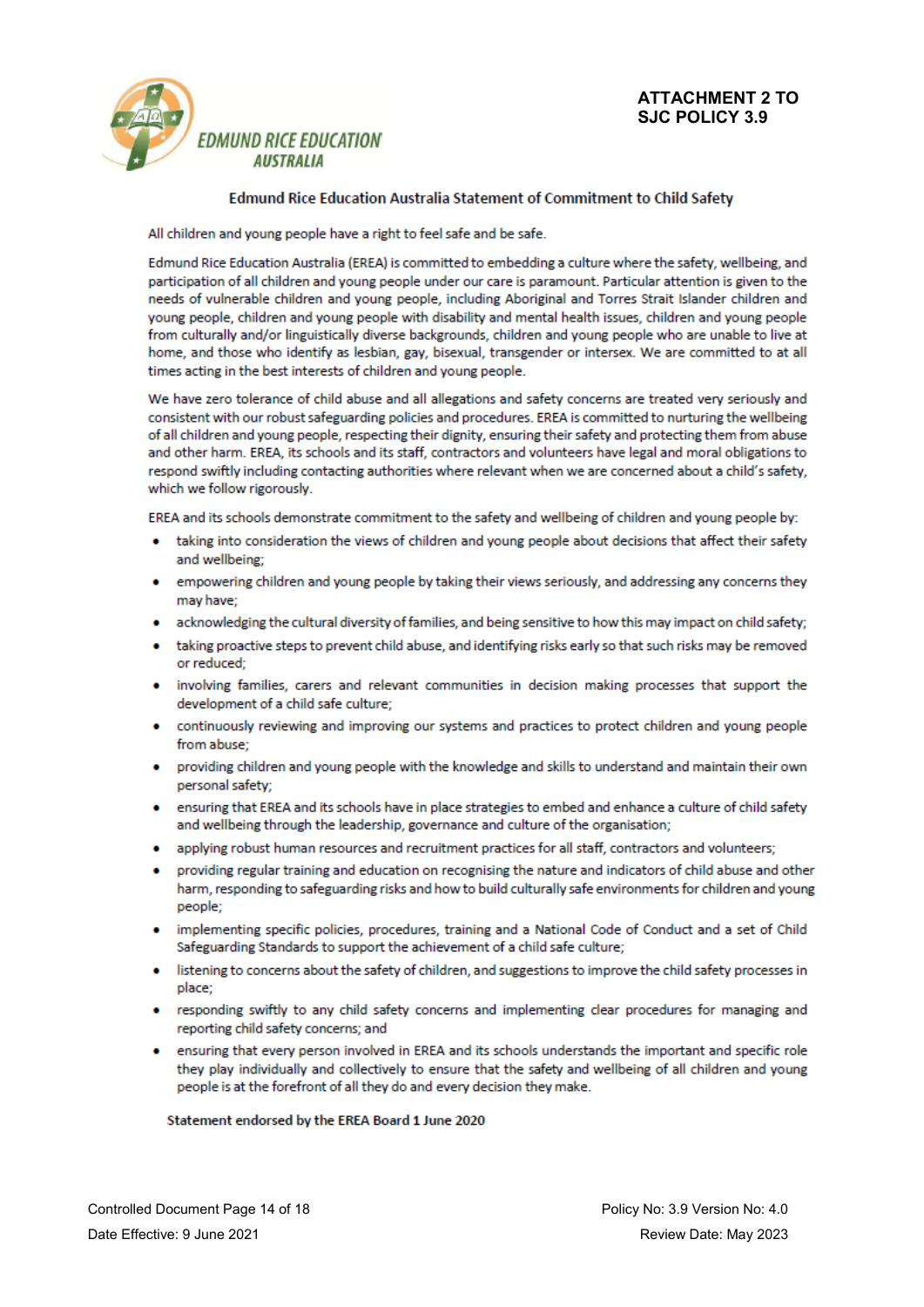EDMUND RICE EDUCATION AUSTRALIA

**ATTACHMENT 2 TO SJC POLICY 3.9**

## Edmund Rice Education Australia Statement of Commitment to Child Safety

All children and young people have a right to feel safe and be safe.

Edmund Rice Education Australia (EREA) is committed to embedding a culture where the safety, wellbeing, and participation of all children and young people under our care is paramount. Particular attention is given to the needs of vulnerable children and young people, including Aboriginal and Torres Strait Islander children and young people, children and young people with disability and mental health issues, children and young people from culturally and/or linguistically diverse backgrounds, children and young people who are unable to live at home, and those who identify as lesbian, gay, bisexual, transgender or intersex. We are committed to at all times acting in the best interests of children and young people.

We have zero tolerance of child abuse and all allegations and safety concerns are treated very seriously and consistent with our robust safeguarding policies and procedures. EREA is committed to nurturing the wellbeing of all children and young people, respecting their dignity, ensuring their safety and protecting them from abuse and other harm. EREA, its schools and its staff, contractors and volunteers have legal and moral obligations to respond swiftly including contacting authorities where relevant when we are concerned about a child's safety, which we follow rigorously.

EREA and its schools demonstrate commitment to the safety and wellbeing of children and young people by:

- taking into consideration the views of children and young people about decisions that affect their safety and wellbeing;
- empowering children and young people by taking their views seriously, and addressing any concerns they may have;
- acknowledging the cultural diversity of families, and being sensitive to how this may impact on child safety;
- taking proactive steps to prevent child abuse, and identifying risks early so that such risks may be removed or reduced;
- involving families, carers and relevant communities in decision making processes that support the development of a child safe culture;
- continuously reviewing and improving our systems and practices to protect children and young people from abuse;
- providing children and young people with the knowledge and skills to understand and maintain their own personal safety;
- ensuring that EREA and its schools have in place strategies to embed and enhance a culture of child safety and wellbeing through the leadership, governance and culture of the organisation;
- applying robust human resources and recruitment practices for all staff, contractors and volunteers;
- providing regular training and education on recognising the nature and indicators of child abuse and other harm, responding to safeguarding risks and how to build culturally safe environments for children and young people;
- implementing specific policies, procedures, training and a National Code of Conduct and a set of Child Safeguarding Standards to support the achievement of a child safe culture;
- listening to concerns about the safety of children, and suggestions to improve the child safety processes in place;
- responding swiftly to any child safety concerns and implementing clear procedures for managing and reporting child safety concerns; and
- ensuring that every person involved in EREA and its schools understands the important and specific role they play individually and collectively to ensure that the safety and wellbeing of all children and young people is at the forefront of all they do and every decision they make.

**Statement endorsed by the EREA Board 1 June 2020**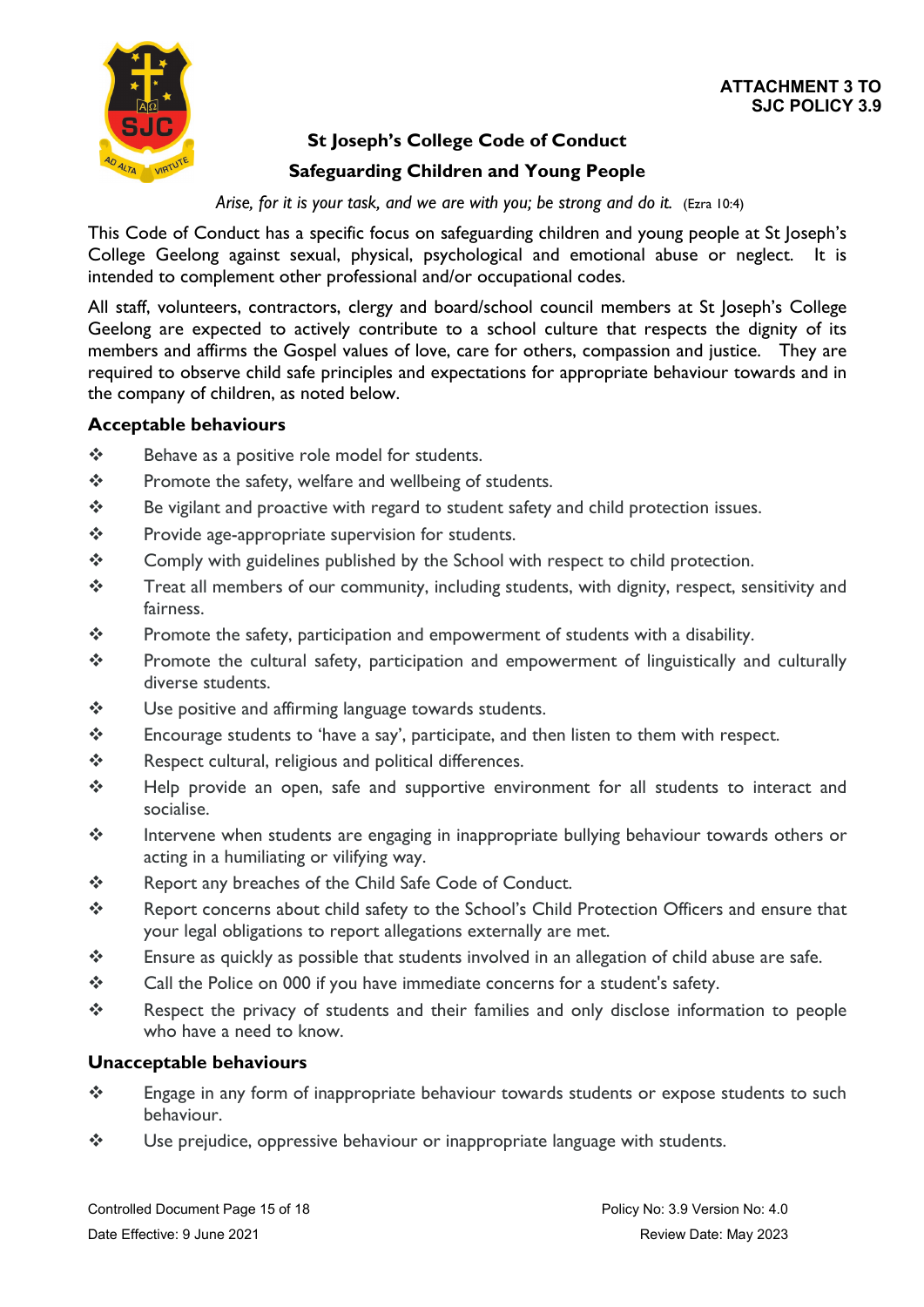**ATTACHMENT 3 TO SJC POLICY 3.9**

# St Joseph's College Code of Conduct

## Safeguarding Children and Young People

*Arise, for it is your task, and we are with you; be strong and do it.* (Ezra 10:4)

This Code of Conduct has a specific focus on safeguarding children and young people at St Joseph's College Geelong against sexual, physical, psychological and emotional abuse or neglect. It is intended to complement other professional and/or occupational codes.

All staff, volunteers, contractors, clergy and board/school council members at St Joseph's College Geelong are expected to actively contribute to a school culture that respects the dignity of its members and affirms the Gospel values of love, care for others, compassion and justice. They are required to observe child safe principles and expectations for appropriate behaviour towards and in the company of children, as noted below.

### Acceptable behaviours

- Behave as a positive role model for students.
- Promote the safety, welfare and wellbeing of students.
- Be vigilant and proactive with regard to student safety and child protection issues.
- Provide age-appropriate supervision for students.
- Comply with guidelines published by the School with respect to child protection.
- Treat all members of our community, including students, with dignity, respect, sensitivity and fairness.
- Promote the safety, participation and empowerment of students with a disability.
- Promote the cultural safety, participation and empowerment of linguistically and culturally diverse students.
- Use positive and affirming language towards students.
- Encourage students to 'have a say', participate, and then listen to them with respect.
- Respect cultural, religious and political differences.
- Help provide an open, safe and supportive environment for all students to interact and socialise.
- Intervene when students are engaging in inappropriate bullying behaviour towards others or acting in a humiliating or vilifying way.
- Report any breaches of the Child Safe Code of Conduct.
- Report concerns about child safety to the School's Child Protection Officers and ensure that your legal obligations to report allegations externally are met.
- Ensure as quickly as possible that students involved in an allegation of child abuse are safe.
- Call the Police on 000 if you have immediate concerns for a student's safety.
- Respect the privacy of students and their families and only disclose information to people who have a need to know.

### Unacceptable behaviours

- Engage in any form of inappropriate behaviour towards students or expose students to such behaviour.
- Use prejudice, oppressive behaviour or inappropriate language with students.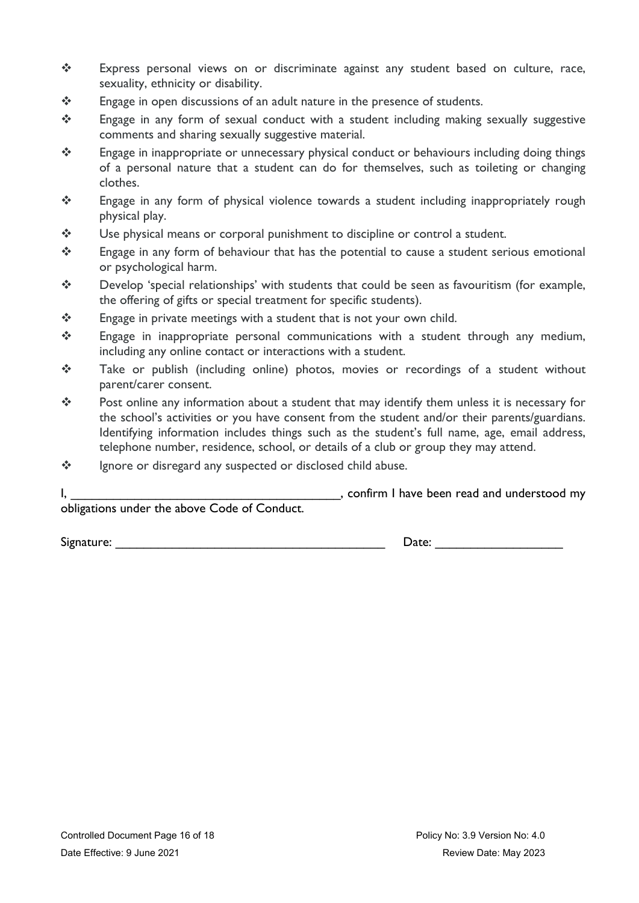- Express personal views on or discriminate against any student based on culture, race, sexuality, ethnicity or disability.
- Engage in open discussions of an adult nature in the presence of students.
- Engage in any form of sexual conduct with a student including making sexually suggestive comments and sharing sexually suggestive material.
- Engage in inappropriate or unnecessary physical conduct or behaviours including doing things of a personal nature that a student can do for themselves, such as toileting or changing clothes.
- Engage in any form of physical violence towards a student including inappropriately rough physical play.
- Use physical means or corporal punishment to discipline or control a student.
- Engage in any form of behaviour that has the potential to cause a student serious emotional or psychological harm.
- Develop 'special relationships' with students that could be seen as favouritism (for example, the offering of gifts or special treatment for specific students).
- Engage in private meetings with a student that is not your own child.
- Engage in inappropriate personal communications with a student through any medium, including any online contact or interactions with a student.
- Take or publish (including online) photos, movies or recordings of a student without parent/carer consent.
- Post online any information about a student that may identify them unless it is necessary for the school's activities or you have consent from the student and/or their parents/guardians. Identifying information includes things such as the student's full name, age, email address, telephone number, residence, school, or details of a club or group they may attend.
- Ignore or disregard any suspected or disclosed child abuse.

I, ________________________________________, confirm I have been read and understood my obligations under the above Code of Conduct.

Signature: ________________________________________ Date: ___________________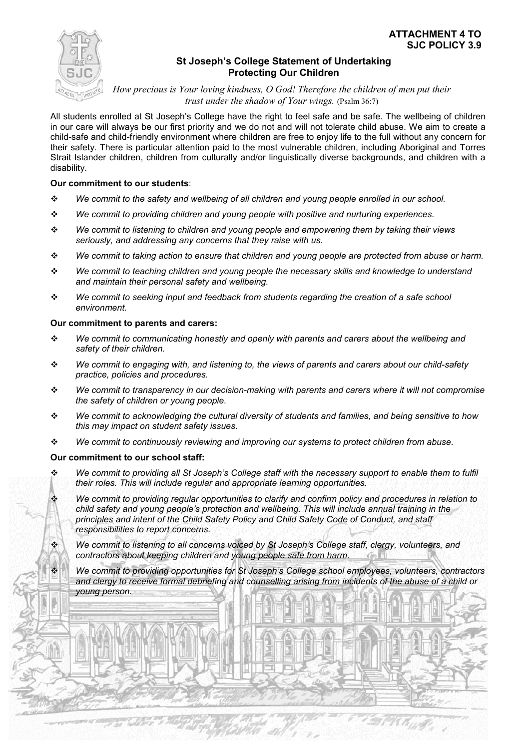**ATTACHMENT 4 TO SJC POLICY 3.9**

## St Joseph's College Statement of Undertaking Protecting Our Children

*How precious is Your loving kindness, O God! Therefore the children of men put their trust under the shadow of Your wings.* (Psalm 36:7)

All students enrolled at St Joseph's College have the right to feel safe and be safe. The wellbeing of children in our care will always be our first priority and we do not and will not tolerate child abuse. We aim to create a child-safe and child-friendly environment where children are free to enjoy life to the full without any concern for their safety. There is particular attention paid to the most vulnerable children, including Aboriginal and Torres Strait Islander children, children from culturally and/or linguistically diverse backgrounds, and children with a disability.

**Our commitment to our students**:

- *We commit to the safety and wellbeing of all children and young people enrolled in our school.*
- *We commit to providing children and young people with positive and nurturing experiences.*
- *We commit to listening to children and young people and empowering them by taking their views seriously, and addressing any concerns that they raise with us.*
- *We commit to taking action to ensure that children and young people are protected from abuse or harm.*
- *We commit to teaching children and young people the necessary skills and knowledge to understand and maintain their personal safety and wellbeing.*
- *We commit to seeking input and feedback from students regarding the creation of a safe school environment.*

**Our commitment to parents and carers:**

- *We commit to communicating honestly and openly with parents and carers about the wellbeing and safety of their children.*
- *We commit to engaging with, and listening to, the views of parents and carers about our child-safety practice, policies and procedures.*
- *We commit to transparency in our decision-making with parents and carers where it will not compromise the safety of children or young people.*
- *We commit to acknowledging the cultural diversity of students and families, and being sensitive to how this may impact on student safety issues.*
- *We commit to continuously reviewing and improving our systems to protect children from abuse.*

**Our commitment to our school staff:**

- *We commit to providing all St Joseph's College staff with the necessary support to enable them to fulfil their roles. This will include regular and appropriate learning opportunities.*
- *We commit to providing regular opportunities to clarify and confirm policy and procedures in relation to child safety and young people's protection and wellbeing. This will include annual training in the principles and intent of the Child Safety Policy and Child Safety Code of Conduct, and staff responsibilities to report concerns.*
- *We commit to listening to all concerns voiced by St Joseph's College staff, clergy, volunteers, and contractors about keeping children and young people safe from harm.*
- *We commit to providing opportunities for St Joseph's College school employees, volunteers, contractors and clergy to receive formal debriefing and counselling arising from incidents of the abuse of a child or young person.*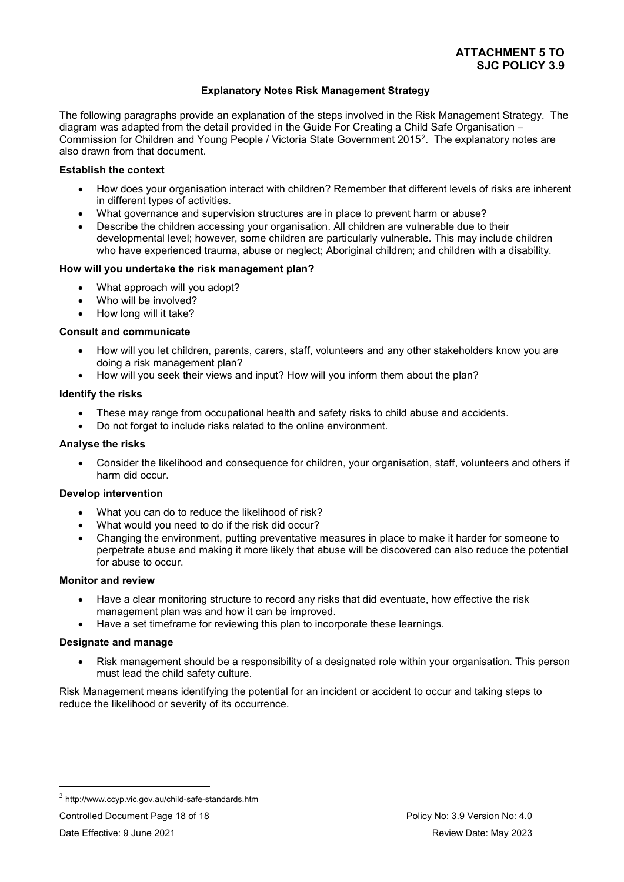**ATTACHMENT 5 TO SJC POLICY 3.9**

## Explanatory Notes Risk Management Strategy

The following paragraphs provide an explanation of the steps involved in the Risk Management Strategy. The diagram was adapted from the detail provided in the Guide For Creating a Child Safe Organisation – Commission for Children and Young People / Victoria State Government 2015[2]. The explanatory notes are also drawn from that document.

### Establish the context

- How does your organisation interact with children? Remember that different levels of risks are inherent in different types of activities.
- What governance and supervision structures are in place to prevent harm or abuse?
- Describe the children accessing your organisation. All children are vulnerable due to their developmental level; however, some children are particularly vulnerable. This may include children who have experienced trauma, abuse or neglect; Aboriginal children; and children with a disability.

### How will you undertake the risk management plan?

- What approach will you adopt?
- Who will be involved?
- How long will it take?

### Consult and communicate

- How will you let children, parents, carers, staff, volunteers and any other stakeholders know you are doing a risk management plan?
- How will you seek their views and input? How will you inform them about the plan?

### Identify the risks

- These may range from occupational health and safety risks to child abuse and accidents.
- Do not forget to include risks related to the online environment.

### Analyse the risks

- Consider the likelihood and consequence for children, your organisation, staff, volunteers and others if harm did occur.

### Develop intervention

- What you can do to reduce the likelihood of risk?
- What would you need to do if the risk did occur?
- Changing the environment, putting preventative measures in place to make it harder for someone to perpetrate abuse and making it more likely that abuse will be discovered can also reduce the potential for abuse to occur.

### Monitor and review

- Have a clear monitoring structure to record any risks that did eventuate, how effective the risk management plan was and how it can be improved.
- Have a set timeframe for reviewing this plan to incorporate these learnings.

### Designate and manage

- Risk management should be a responsibility of a designated role within your organisation. This person must lead the child safety culture.

Risk Management means identifying the potential for an incident or accident to occur and taking steps to reduce the likelihood or severity of its occurrence.

---

[2] http://www.ccyp.vic.gov.au/child-safe-standards.htm

Controlled Document Page 18 of 18 | Policy No: 3.9 Version No: 4.0

Date Effective: 9 June 2021 | Review Date: May 2023